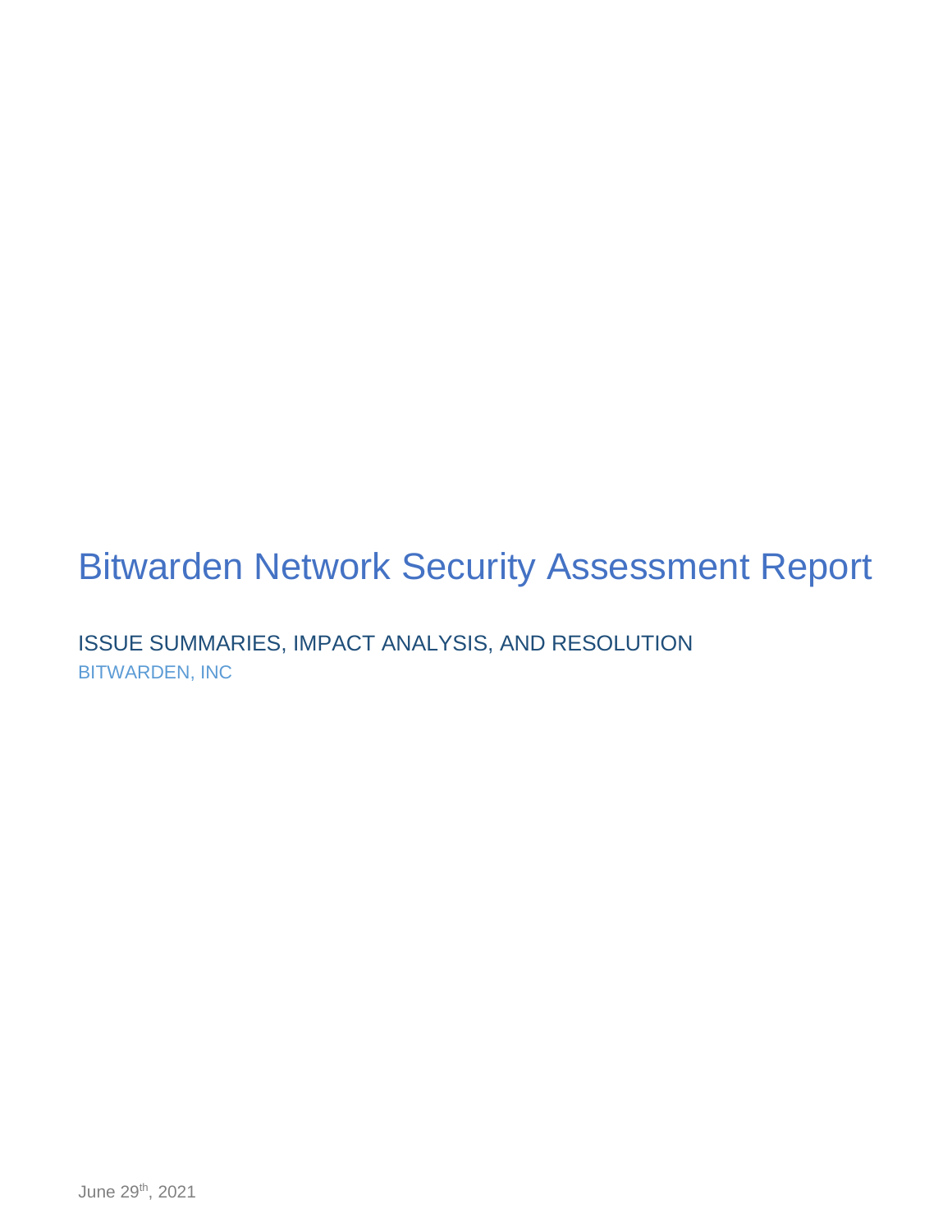# Bitwarden Network Security Assessment Report

## ISSUE SUMMARIES, IMPACT ANALYSIS, AND RESOLUTION

BITWARDEN, INC

June 29th, 2021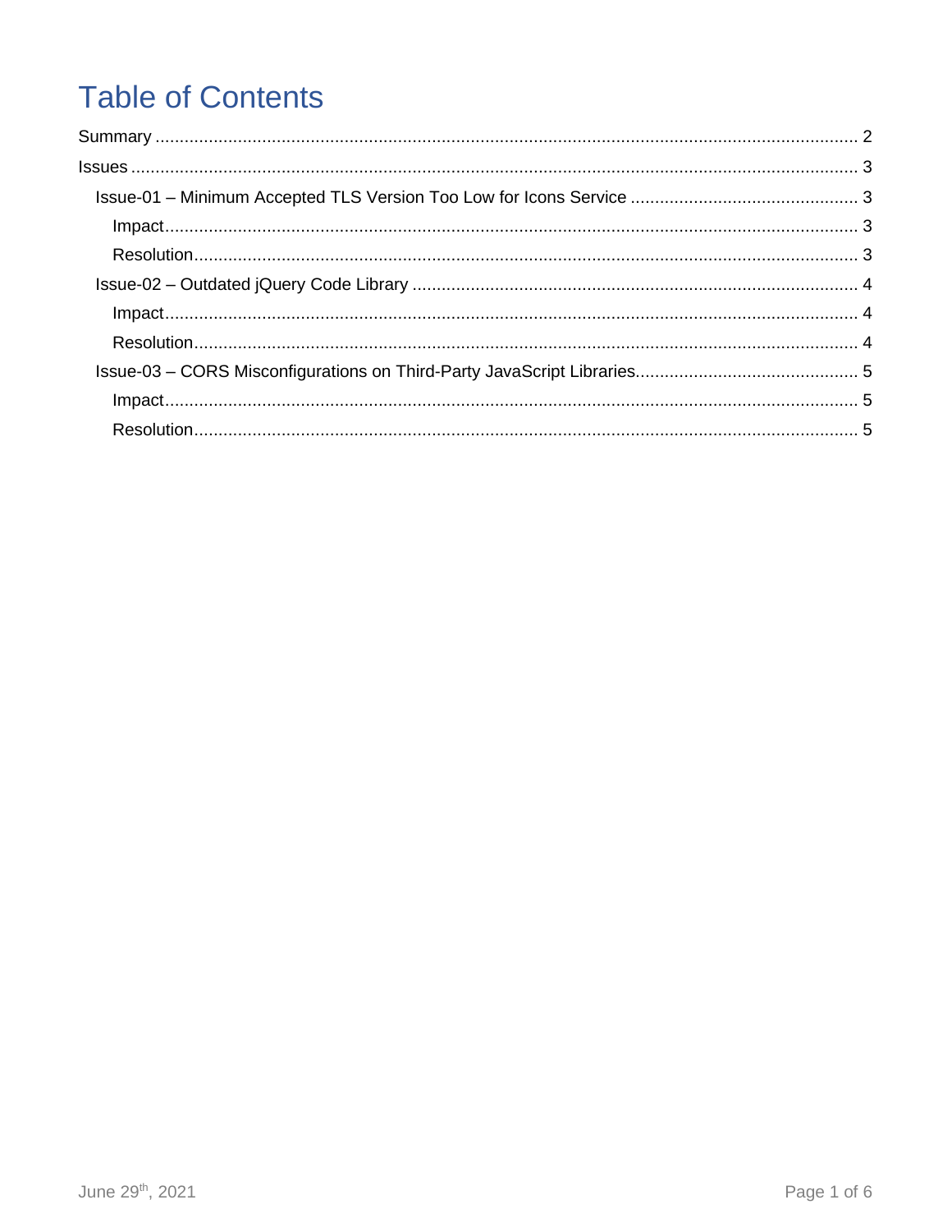# Table of Contents

Summary .................................................................................................................................................. 2

Issues ...................................................................................................................................................... 3

- Issue-01 – Minimum Accepted TLS Version Too Low for Icons Service .............................................. 3
  - Impact .............................................................................................................................................. 3
  - Resolution ......................................................................................................................................... 3
- Issue-02 – Outdated jQuery Code Library ........................................................................................... 4
  - Impact .............................................................................................................................................. 4
  - Resolution ......................................................................................................................................... 4
- Issue-03 – CORS Misconfigurations on Third-Party JavaScript Libraries ............................................. 5
  - Impact .............................................................................................................................................. 5
  - Resolution ......................................................................................................................................... 5

June 29th, 2021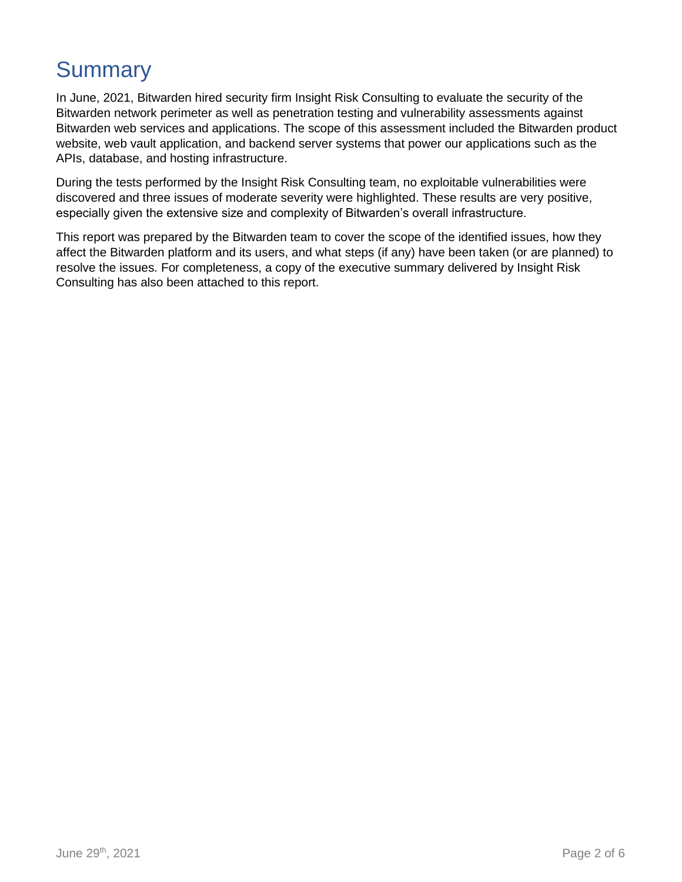# Summary

In June, 2021, Bitwarden hired security firm Insight Risk Consulting to evaluate the security of the Bitwarden network perimeter as well as penetration testing and vulnerability assessments against Bitwarden web services and applications. The scope of this assessment included the Bitwarden product website, web vault application, and backend server systems that power our applications such as the APIs, database, and hosting infrastructure.

During the tests performed by the Insight Risk Consulting team, no exploitable vulnerabilities were discovered and three issues of moderate severity were highlighted. These results are very positive, especially given the extensive size and complexity of Bitwarden's overall infrastructure.

This report was prepared by the Bitwarden team to cover the scope of the identified issues, how they affect the Bitwarden platform and its users, and what steps (if any) have been taken (or are planned) to resolve the issues. For completeness, a copy of the executive summary delivered by Insight Risk Consulting has also been attached to this report.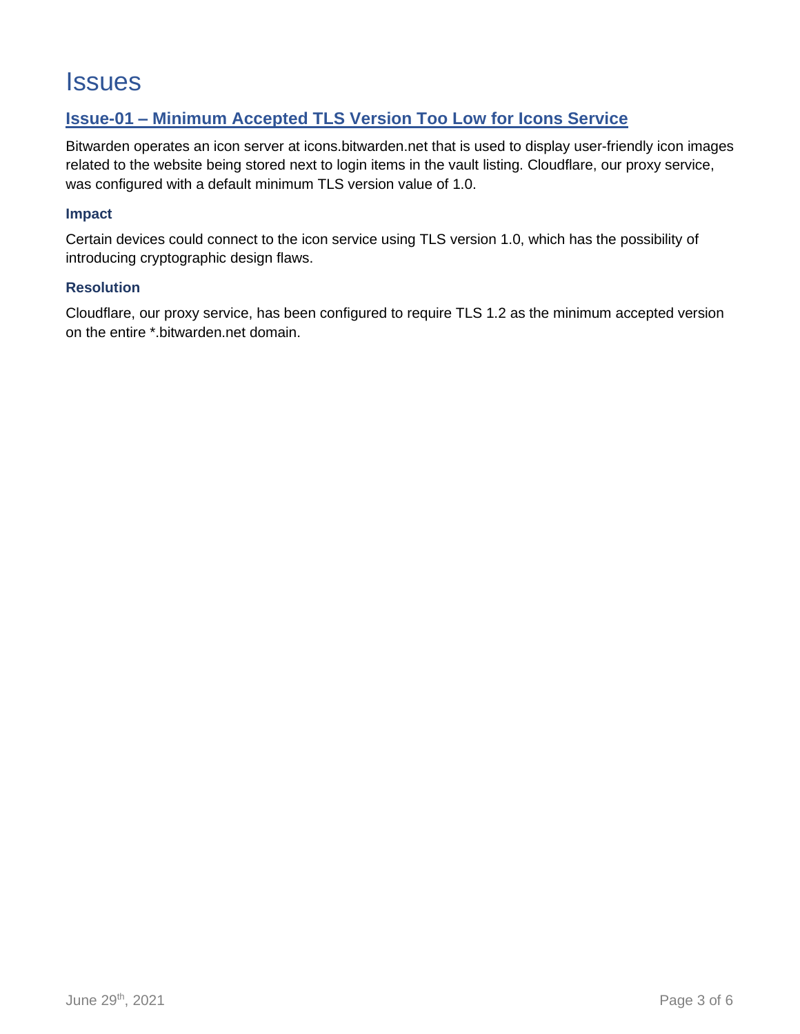# Issues

## Issue-01 – Minimum Accepted TLS Version Too Low for Icons Service

Bitwarden operates an icon server at icons.bitwarden.net that is used to display user-friendly icon images related to the website being stored next to login items in the vault listing. Cloudflare, our proxy service, was configured with a default minimum TLS version value of 1.0.

### Impact

Certain devices could connect to the icon service using TLS version 1.0, which has the possibility of introducing cryptographic design flaws.

### Resolution

Cloudflare, our proxy service, has been configured to require TLS 1.2 as the minimum accepted version on the entire *.bitwarden.net domain.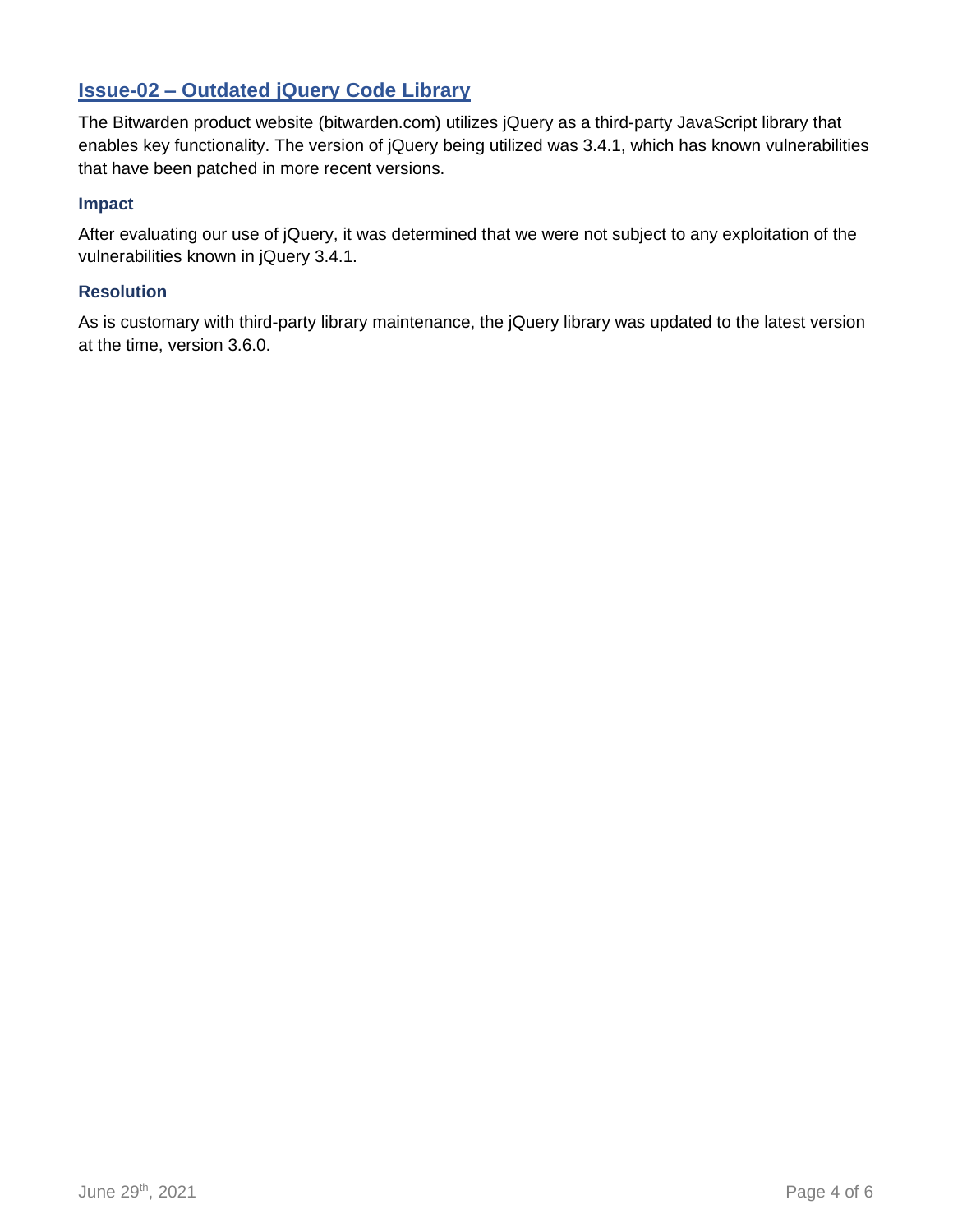## Issue-02 – Outdated jQuery Code Library

The Bitwarden product website (bitwarden.com) utilizes jQuery as a third-party JavaScript library that enables key functionality. The version of jQuery being utilized was 3.4.1, which has known vulnerabilities that have been patched in more recent versions.

### Impact

After evaluating our use of jQuery, it was determined that we were not subject to any exploitation of the vulnerabilities known in jQuery 3.4.1.

### Resolution

As is customary with third-party library maintenance, the jQuery library was updated to the latest version at the time, version 3.6.0.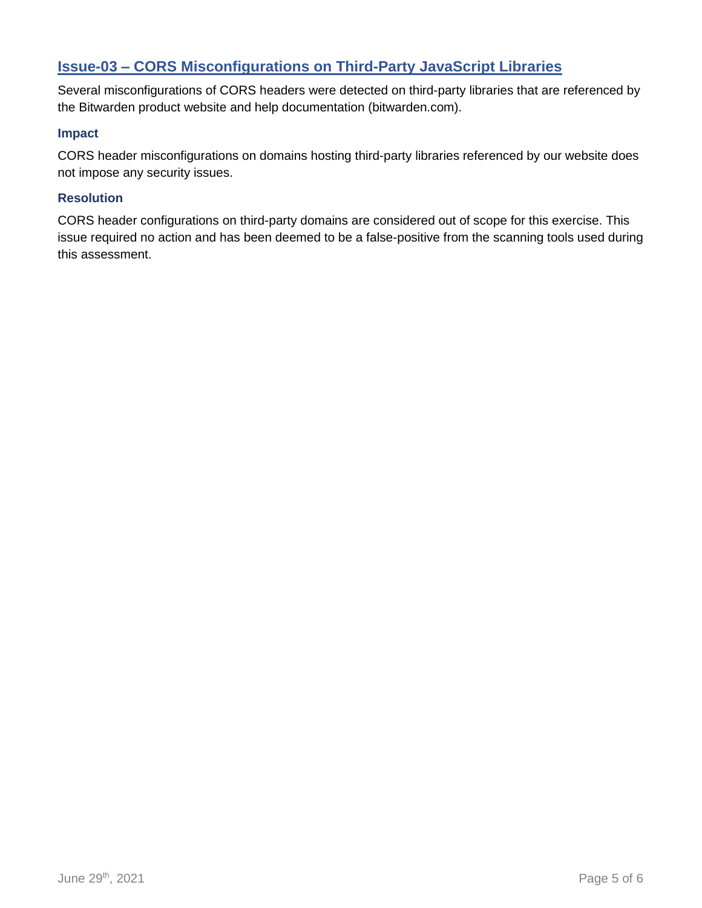## Issue-03 – CORS Misconfigurations on Third-Party JavaScript Libraries

Several misconfigurations of CORS headers were detected on third-party libraries that are referenced by the Bitwarden product website and help documentation (bitwarden.com).

### Impact

CORS header misconfigurations on domains hosting third-party libraries referenced by our website does not impose any security issues.

### Resolution

CORS header configurations on third-party domains are considered out of scope for this exercise. This issue required no action and has been deemed to be a false-positive from the scanning tools used during this assessment.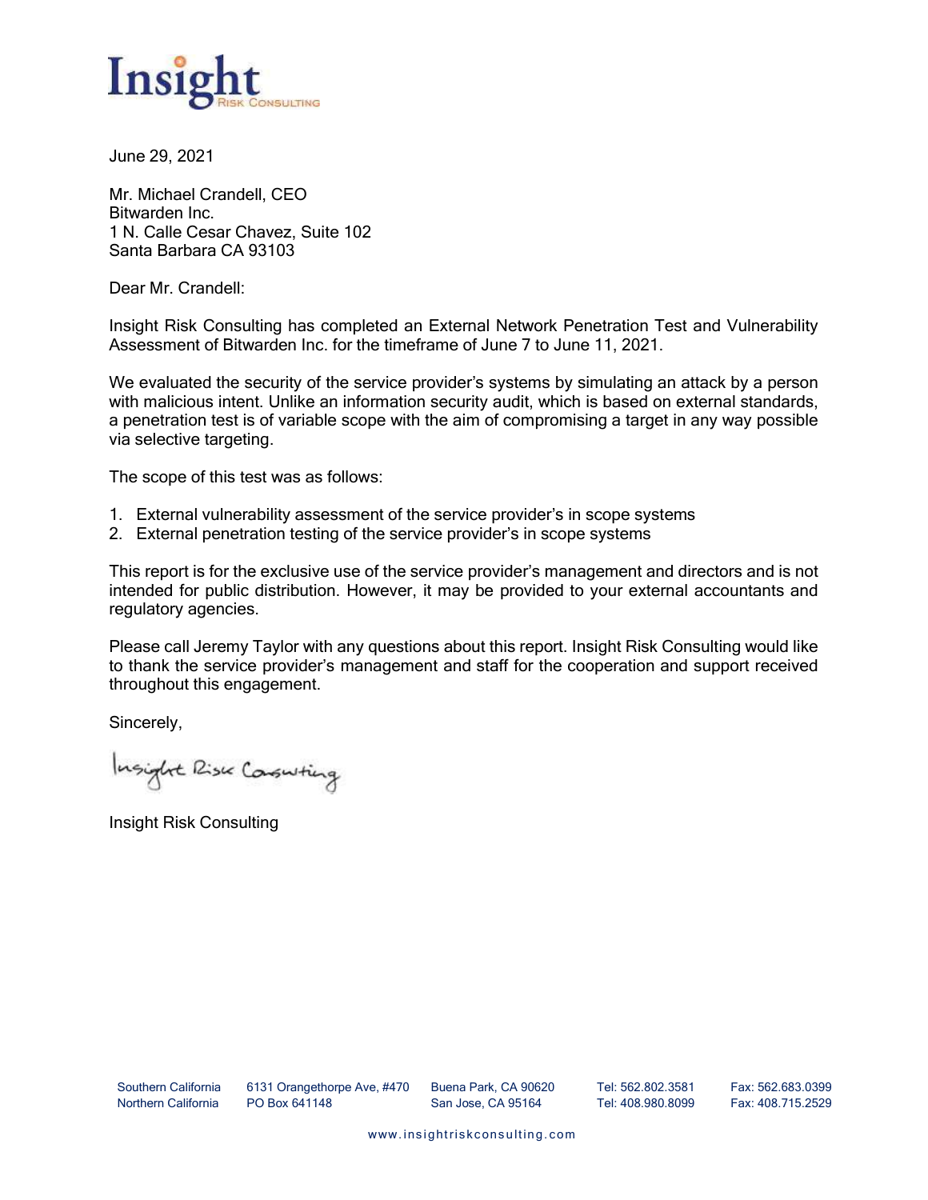June 29, 2021

Mr. Michael Crandell, CEO
Bitwarden Inc.
1 N. Calle Cesar Chavez, Suite 102
Santa Barbara CA 93103

Dear Mr. Crandell:

Insight Risk Consulting has completed an External Network Penetration Test and Vulnerability Assessment of Bitwarden Inc. for the timeframe of June 7 to June 11, 2021.

We evaluated the security of the service provider's systems by simulating an attack by a person with malicious intent. Unlike an information security audit, which is based on external standards, a penetration test is of variable scope with the aim of compromising a target in any way possible via selective targeting.

The scope of this test was as follows:

1. External vulnerability assessment of the service provider's in scope systems
2. External penetration testing of the service provider's in scope systems

This report is for the exclusive use of the service provider's management and directors and is not intended for public distribution. However, it may be provided to your external accountants and regulatory agencies.

Please call Jeremy Taylor with any questions about this report. Insight Risk Consulting would like to thank the service provider's management and staff for the cooperation and support received throughout this engagement.

Sincerely,

Insight Risk Consulting

Insight Risk Consulting

| | | | | |
|---|---|---|---|---|
| Southern California | 6131 Orangethorpe Ave, #470 | Buena Park, CA 90620 | Tel: 562.802.3581 | Fax: 562.683.0399 |
| Northern California | PO Box 641148 | San Jose, CA 95164 | Tel: 408.980.8099 | Fax: 408.715.2529 |

www.insightriskconsulting.com